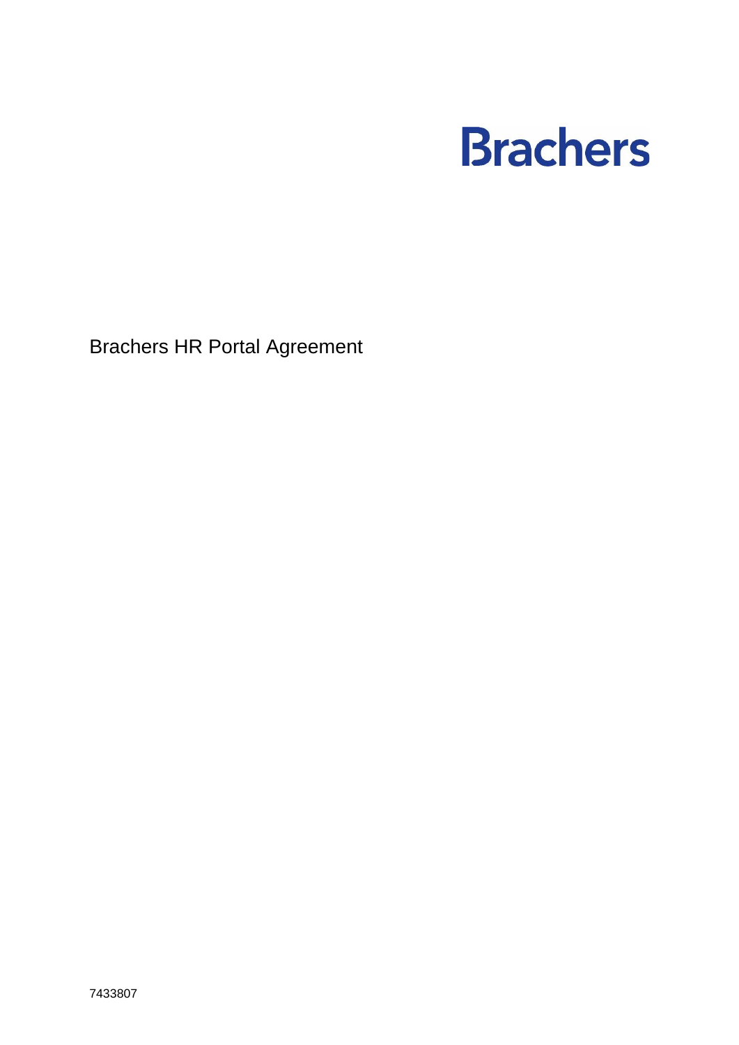# Brachers

Brachers HR Portal Agreement

7433807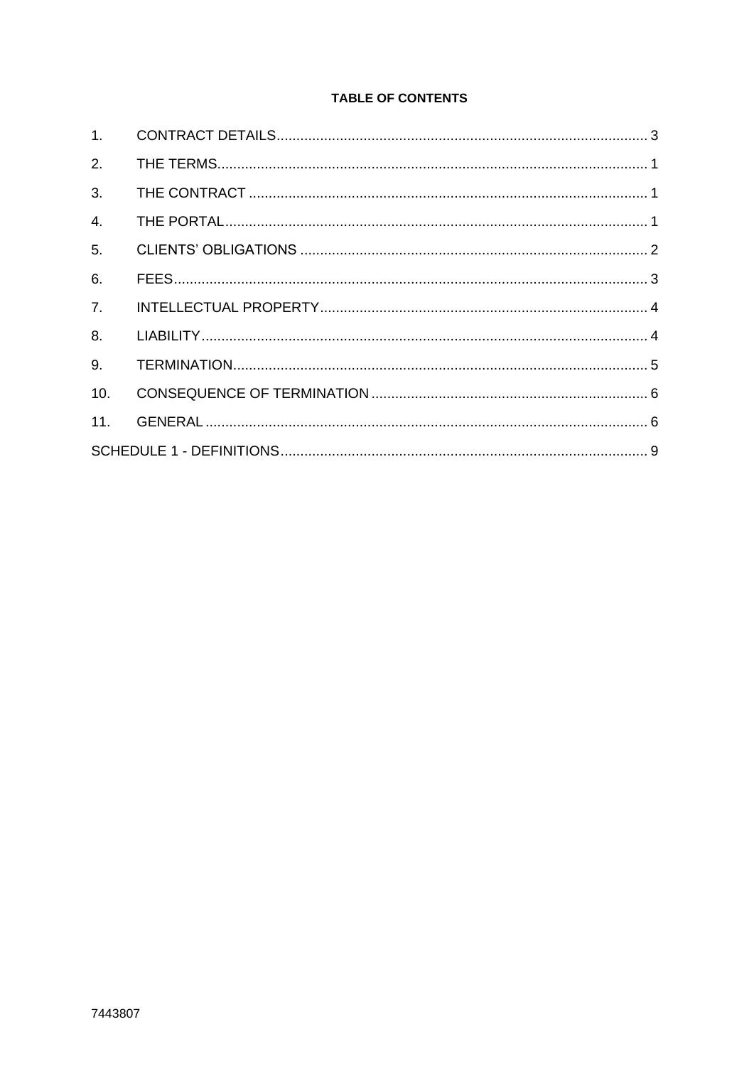**TABLE OF CONTENTS**

| | | |
|---|---|---|
| 1. | CONTRACT DETAILS | 3 |
| 2. | THE TERMS | 1 |
| 3. | THE CONTRACT | 1 |
| 4. | THE PORTAL | 1 |
| 5. | CLIENTS' OBLIGATIONS | 2 |
| 6. | FEES | 3 |
| 7. | INTELLECTUAL PROPERTY | 4 |
| 8. | LIABILITY | 4 |
| 9. | TERMINATION | 5 |
| 10. | CONSEQUENCE OF TERMINATION | 6 |
| 11. | GENERAL | 6 |
| SCHEDULE 1 - DEFINITIONS | | 9 |

7443807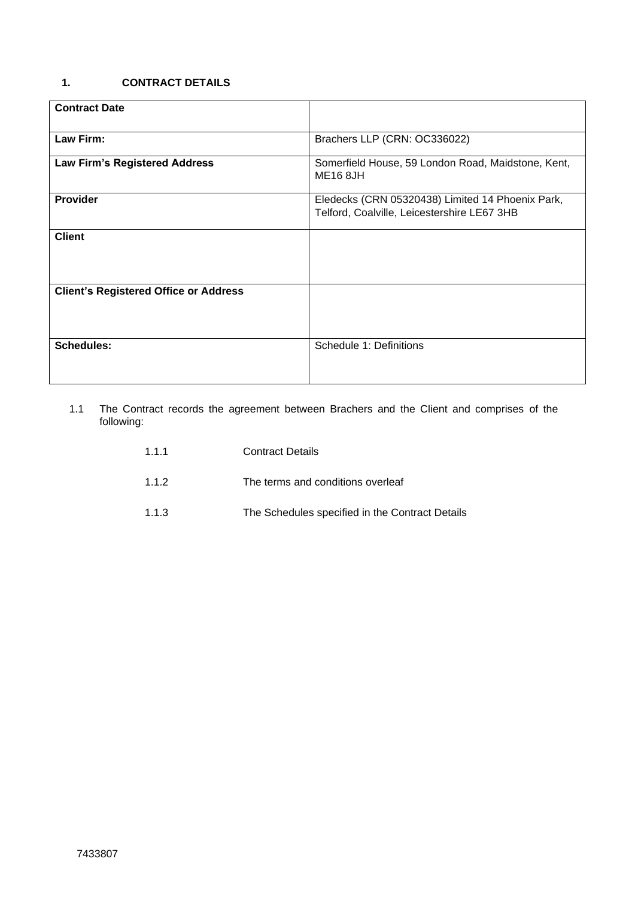## 1. CONTRACT DETAILS

| | |
|---|---|
| **Contract Date** | |
| **Law Firm:** | Brachers LLP (CRN: OC336022) |
| **Law Firm's Registered Address** | Somerfield House, 59 London Road, Maidstone, Kent, ME16 8JH |
| **Provider** | Eledecks (CRN 05320438) Limited 14 Phoenix Park, Telford, Coalville, Leicestershire LE67 3HB |
| **Client** | |
| **Client's Registered Office or Address** | |
| **Schedules:** | Schedule 1: Definitions |

1.1 The Contract records the agreement between Brachers and the Client and comprises of the following:

- 1.1.1 Contract Details
- 1.1.2 The terms and conditions overleaf
- 1.1.3 The Schedules specified in the Contract Details

7433807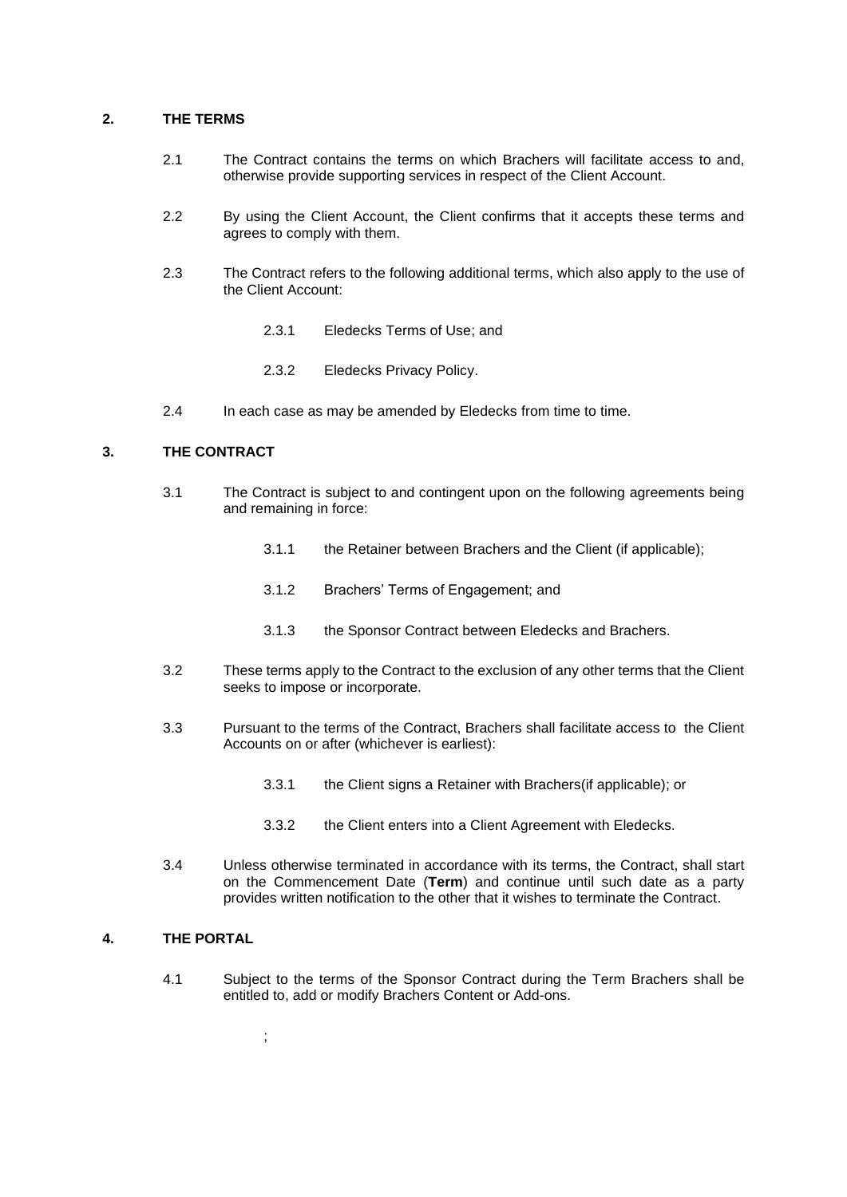## 2. THE TERMS

2.1 The Contract contains the terms on which Brachers will facilitate access to and, otherwise provide supporting services in respect of the Client Account.

2.2 By using the Client Account, the Client confirms that it accepts these terms and agrees to comply with them.

2.3 The Contract refers to the following additional terms, which also apply to the use of the Client Account:

2.3.1 Eledecks Terms of Use; and

2.3.2 Eledecks Privacy Policy.

2.4 In each case as may be amended by Eledecks from time to time.

## 3. THE CONTRACT

3.1 The Contract is subject to and contingent upon on the following agreements being and remaining in force:

3.1.1 the Retainer between Brachers and the Client (if applicable);

3.1.2 Brachers' Terms of Engagement; and

3.1.3 the Sponsor Contract between Eledecks and Brachers.

3.2 These terms apply to the Contract to the exclusion of any other terms that the Client seeks to impose or incorporate.

3.3 Pursuant to the terms of the Contract, Brachers shall facilitate access to the Client Accounts on or after (whichever is earliest):

3.3.1 the Client signs a Retainer with Brachers(if applicable); or

3.3.2 the Client enters into a Client Agreement with Eledecks.

3.4 Unless otherwise terminated in accordance with its terms, the Contract, shall start on the Commencement Date (**Term**) and continue until such date as a party provides written notification to the other that it wishes to terminate the Contract.

## 4. THE PORTAL

4.1 Subject to the terms of the Sponsor Contract during the Term Brachers shall be entitled to, add or modify Brachers Content or Add-ons.

;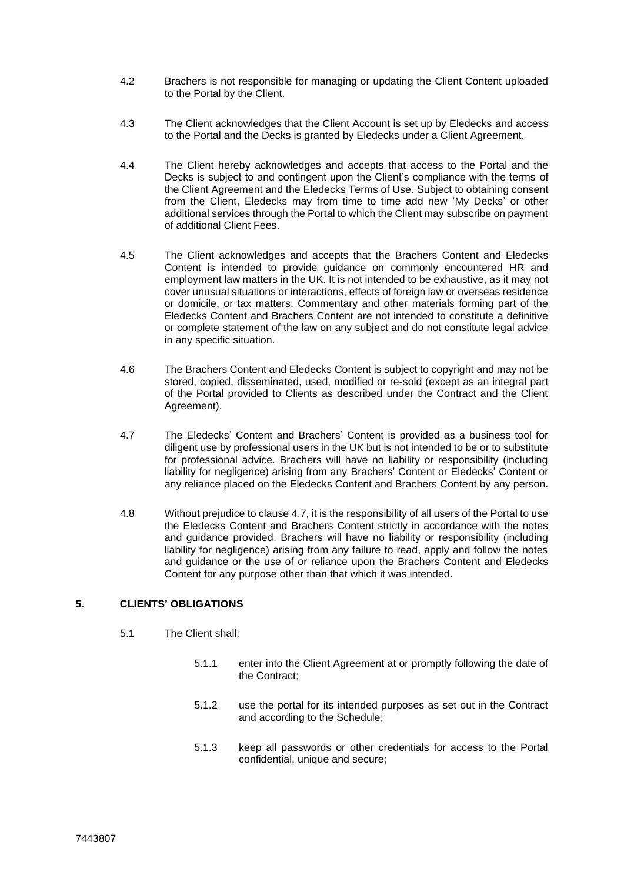4.2 Brachers is not responsible for managing or updating the Client Content uploaded to the Portal by the Client.

4.3 The Client acknowledges that the Client Account is set up by Eledecks and access to the Portal and the Decks is granted by Eledecks under a Client Agreement.

4.4 The Client hereby acknowledges and accepts that access to the Portal and the Decks is subject to and contingent upon the Client's compliance with the terms of the Client Agreement and the Eledecks Terms of Use. Subject to obtaining consent from the Client, Eledecks may from time to time add new 'My Decks' or other additional services through the Portal to which the Client may subscribe on payment of additional Client Fees.

4.5 The Client acknowledges and accepts that the Brachers Content and Eledecks Content is intended to provide guidance on commonly encountered HR and employment law matters in the UK. It is not intended to be exhaustive, as it may not cover unusual situations or interactions, effects of foreign law or overseas residence or domicile, or tax matters. Commentary and other materials forming part of the Eledecks Content and Brachers Content are not intended to constitute a definitive or complete statement of the law on any subject and do not constitute legal advice in any specific situation.

4.6 The Brachers Content and Eledecks Content is subject to copyright and may not be stored, copied, disseminated, used, modified or re-sold (except as an integral part of the Portal provided to Clients as described under the Contract and the Client Agreement).

4.7 The Eledecks' Content and Brachers' Content is provided as a business tool for diligent use by professional users in the UK but is not intended to be or to substitute for professional advice. Brachers will have no liability or responsibility (including liability for negligence) arising from any Brachers' Content or Eledecks' Content or any reliance placed on the Eledecks Content and Brachers Content by any person.

4.8 Without prejudice to clause 4.7, it is the responsibility of all users of the Portal to use the Eledecks Content and Brachers Content strictly in accordance with the notes and guidance provided. Brachers will have no liability or responsibility (including liability for negligence) arising from any failure to read, apply and follow the notes and guidance or the use of or reliance upon the Brachers Content and Eledecks Content for any purpose other than that which it was intended.

## 5. CLIENTS' OBLIGATIONS

5.1 The Client shall:

5.1.1 enter into the Client Agreement at or promptly following the date of the Contract;

5.1.2 use the portal for its intended purposes as set out in the Contract and according to the Schedule;

5.1.3 keep all passwords or other credentials for access to the Portal confidential, unique and secure;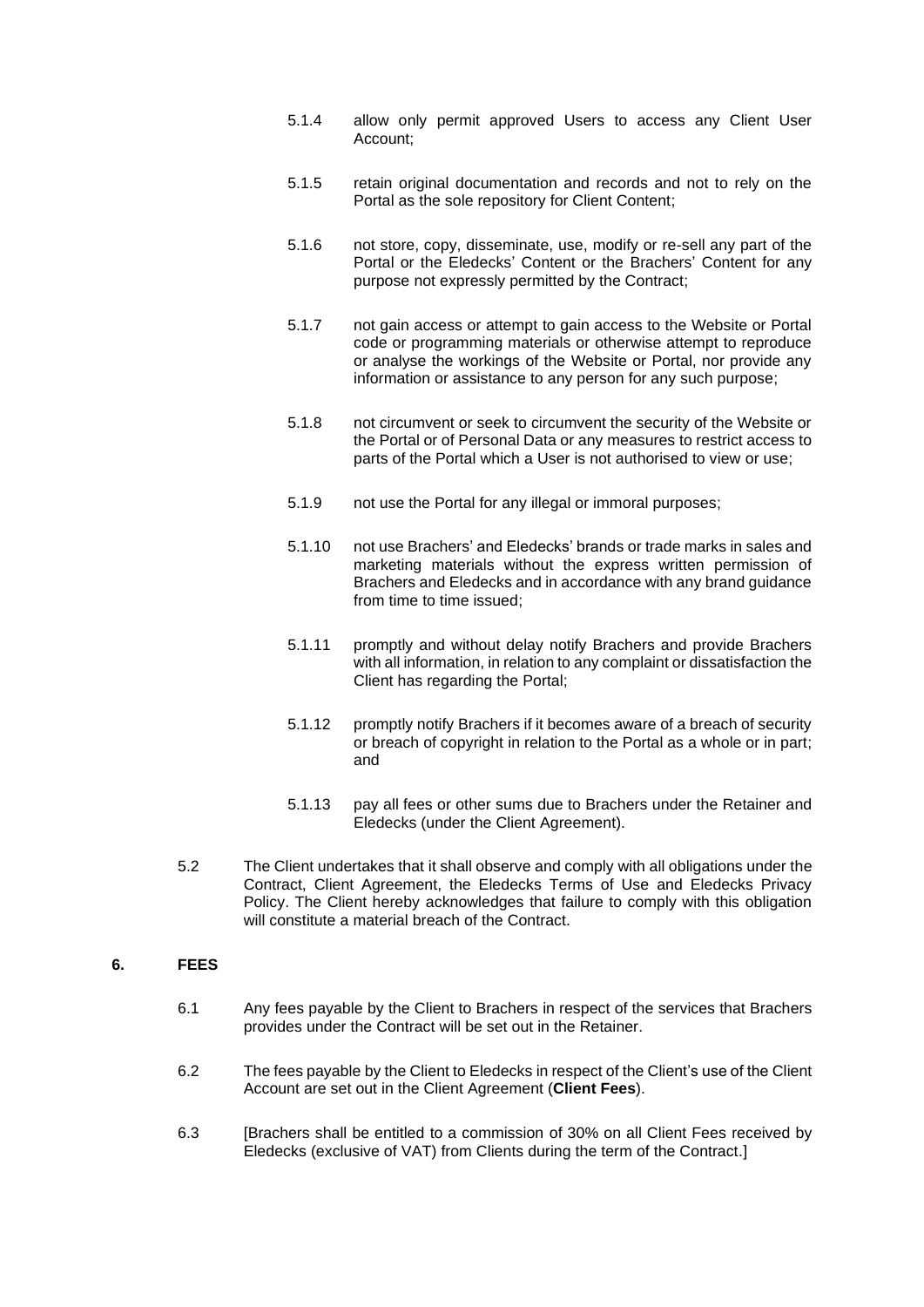5.1.4 allow only permit approved Users to access any Client User Account;

5.1.5 retain original documentation and records and not to rely on the Portal as the sole repository for Client Content;

5.1.6 not store, copy, disseminate, use, modify or re-sell any part of the Portal or the Eledecks' Content or the Brachers' Content for any purpose not expressly permitted by the Contract;

5.1.7 not gain access or attempt to gain access to the Website or Portal code or programming materials or otherwise attempt to reproduce or analyse the workings of the Website or Portal, nor provide any information or assistance to any person for any such purpose;

5.1.8 not circumvent or seek to circumvent the security of the Website or the Portal or of Personal Data or any measures to restrict access to parts of the Portal which a User is not authorised to view or use;

5.1.9 not use the Portal for any illegal or immoral purposes;

5.1.10 not use Brachers' and Eledecks' brands or trade marks in sales and marketing materials without the express written permission of Brachers and Eledecks and in accordance with any brand guidance from time to time issued;

5.1.11 promptly and without delay notify Brachers and provide Brachers with all information, in relation to any complaint or dissatisfaction the Client has regarding the Portal;

5.1.12 promptly notify Brachers if it becomes aware of a breach of security or breach of copyright in relation to the Portal as a whole or in part; and

5.1.13 pay all fees or other sums due to Brachers under the Retainer and Eledecks (under the Client Agreement).

5.2 The Client undertakes that it shall observe and comply with all obligations under the Contract, Client Agreement, the Eledecks Terms of Use and Eledecks Privacy Policy. The Client hereby acknowledges that failure to comply with this obligation will constitute a material breach of the Contract.

## 6. FEES

6.1 Any fees payable by the Client to Brachers in respect of the services that Brachers provides under the Contract will be set out in the Retainer.

6.2 The fees payable by the Client to Eledecks in respect of the Client's use of the Client Account are set out in the Client Agreement (**Client Fees**).

6.3 [Brachers shall be entitled to a commission of 30% on all Client Fees received by Eledecks (exclusive of VAT) from Clients during the term of the Contract.]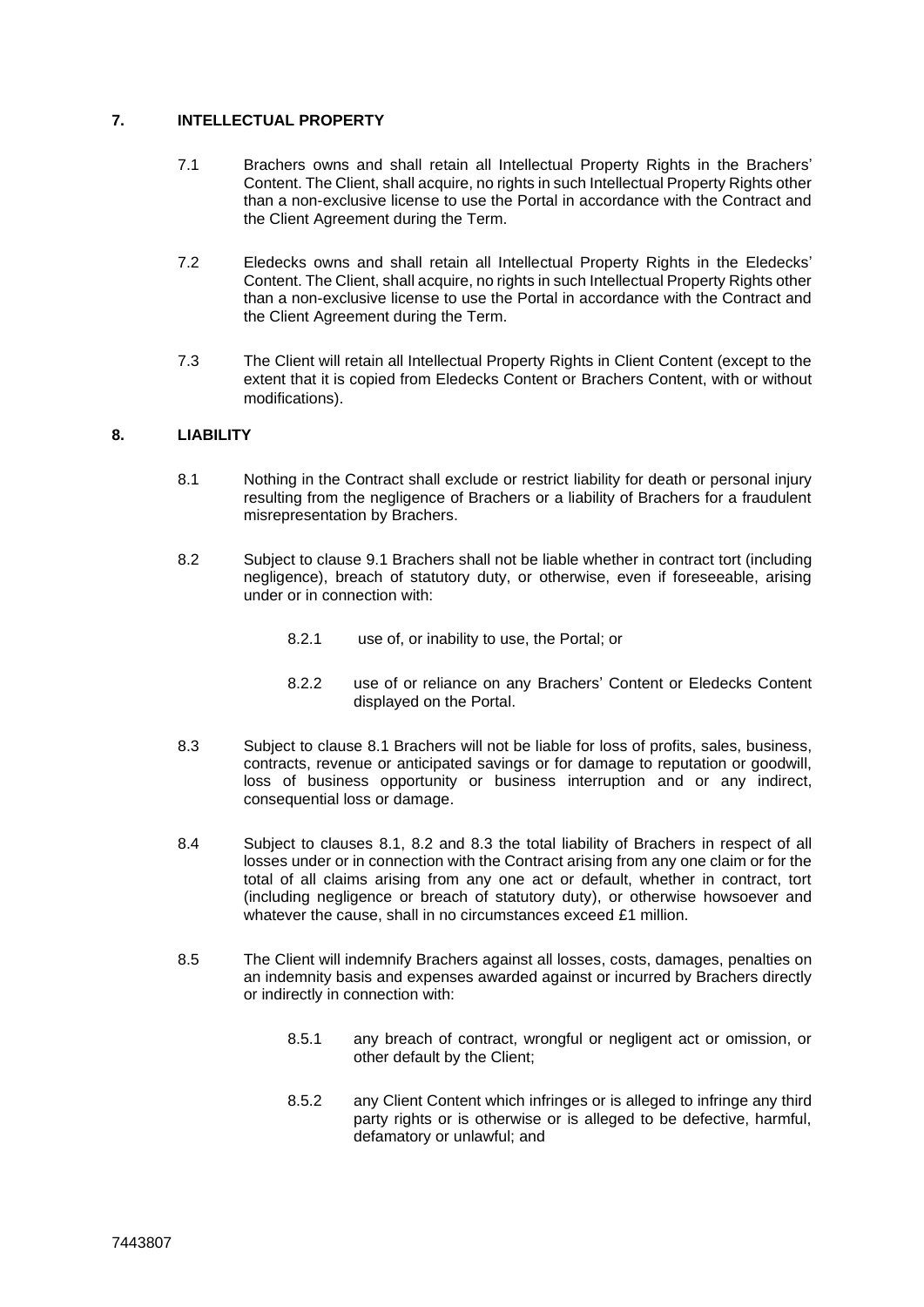## 7. INTELLECTUAL PROPERTY

7.1 Brachers owns and shall retain all Intellectual Property Rights in the Brachers' Content. The Client, shall acquire, no rights in such Intellectual Property Rights other than a non-exclusive license to use the Portal in accordance with the Contract and the Client Agreement during the Term.

7.2 Eledecks owns and shall retain all Intellectual Property Rights in the Eledecks' Content. The Client, shall acquire, no rights in such Intellectual Property Rights other than a non-exclusive license to use the Portal in accordance with the Contract and the Client Agreement during the Term.

7.3 The Client will retain all Intellectual Property Rights in Client Content (except to the extent that it is copied from Eledecks Content or Brachers Content, with or without modifications).

## 8. LIABILITY

8.1 Nothing in the Contract shall exclude or restrict liability for death or personal injury resulting from the negligence of Brachers or a liability of Brachers for a fraudulent misrepresentation by Brachers.

8.2 Subject to clause 9.1 Brachers shall not be liable whether in contract tort (including negligence), breach of statutory duty, or otherwise, even if foreseeable, arising under or in connection with:

8.2.1 use of, or inability to use, the Portal; or

8.2.2 use of or reliance on any Brachers' Content or Eledecks Content displayed on the Portal.

8.3 Subject to clause 8.1 Brachers will not be liable for loss of profits, sales, business, contracts, revenue or anticipated savings or for damage to reputation or goodwill, loss of business opportunity or business interruption and or any indirect, consequential loss or damage.

8.4 Subject to clauses 8.1, 8.2 and 8.3 the total liability of Brachers in respect of all losses under or in connection with the Contract arising from any one claim or for the total of all claims arising from any one act or default, whether in contract, tort (including negligence or breach of statutory duty), or otherwise howsoever and whatever the cause, shall in no circumstances exceed £1 million.

8.5 The Client will indemnify Brachers against all losses, costs, damages, penalties on an indemnity basis and expenses awarded against or incurred by Brachers directly or indirectly in connection with:

8.5.1 any breach of contract, wrongful or negligent act or omission, or other default by the Client;

8.5.2 any Client Content which infringes or is alleged to infringe any third party rights or is otherwise or is alleged to be defective, harmful, defamatory or unlawful; and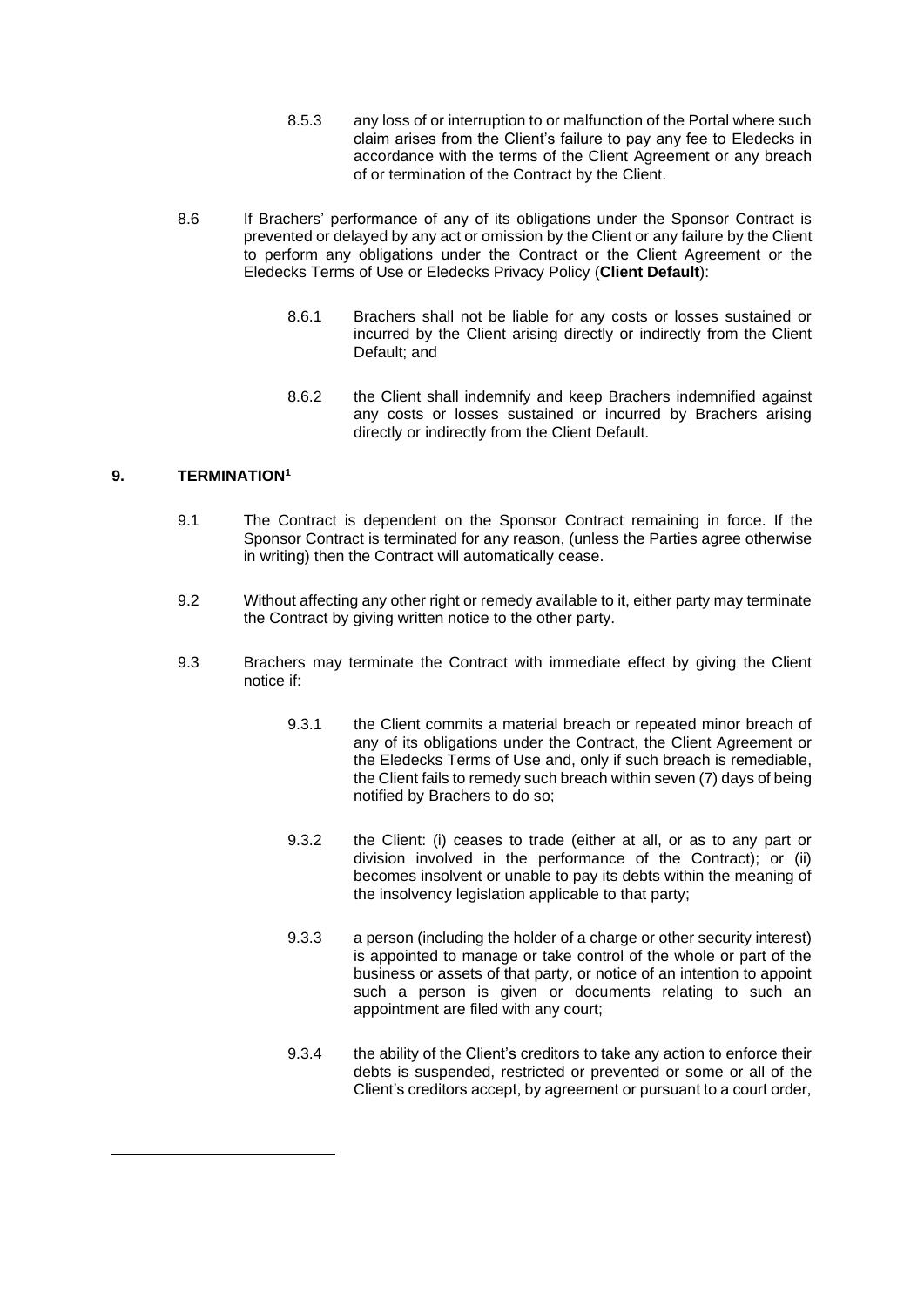8.5.3 any loss of or interruption to or malfunction of the Portal where such claim arises from the Client's failure to pay any fee to Eledecks in accordance with the terms of the Client Agreement or any breach of or termination of the Contract by the Client.

8.6 If Brachers' performance of any of its obligations under the Sponsor Contract is prevented or delayed by any act or omission by the Client or any failure by the Client to perform any obligations under the Contract or the Client Agreement or the Eledecks Terms of Use or Eledecks Privacy Policy (**Client Default**):

8.6.1 Brachers shall not be liable for any costs or losses sustained or incurred by the Client arising directly or indirectly from the Client Default; and

8.6.2 the Client shall indemnify and keep Brachers indemnified against any costs or losses sustained or incurred by Brachers arising directly or indirectly from the Client Default.

## 9. TERMINATION[1]

9.1 The Contract is dependent on the Sponsor Contract remaining in force. If the Sponsor Contract is terminated for any reason, (unless the Parties agree otherwise in writing) then the Contract will automatically cease.

9.2 Without affecting any other right or remedy available to it, either party may terminate the Contract by giving written notice to the other party.

9.3 Brachers may terminate the Contract with immediate effect by giving the Client notice if:

9.3.1 the Client commits a material breach or repeated minor breach of any of its obligations under the Contract, the Client Agreement or the Eledecks Terms of Use and, only if such breach is remediable, the Client fails to remedy such breach within seven (7) days of being notified by Brachers to do so;

9.3.2 the Client: (i) ceases to trade (either at all, or as to any part or division involved in the performance of the Contract); or (ii) becomes insolvent or unable to pay its debts within the meaning of the insolvency legislation applicable to that party;

9.3.3 a person (including the holder of a charge or other security interest) is appointed to manage or take control of the whole or part of the business or assets of that party, or notice of an intention to appoint such a person is given or documents relating to such an appointment are filed with any court;

9.3.4 the ability of the Client's creditors to take any action to enforce their debts is suspended, restricted or prevented or some or all of the Client's creditors accept, by agreement or pursuant to a court order,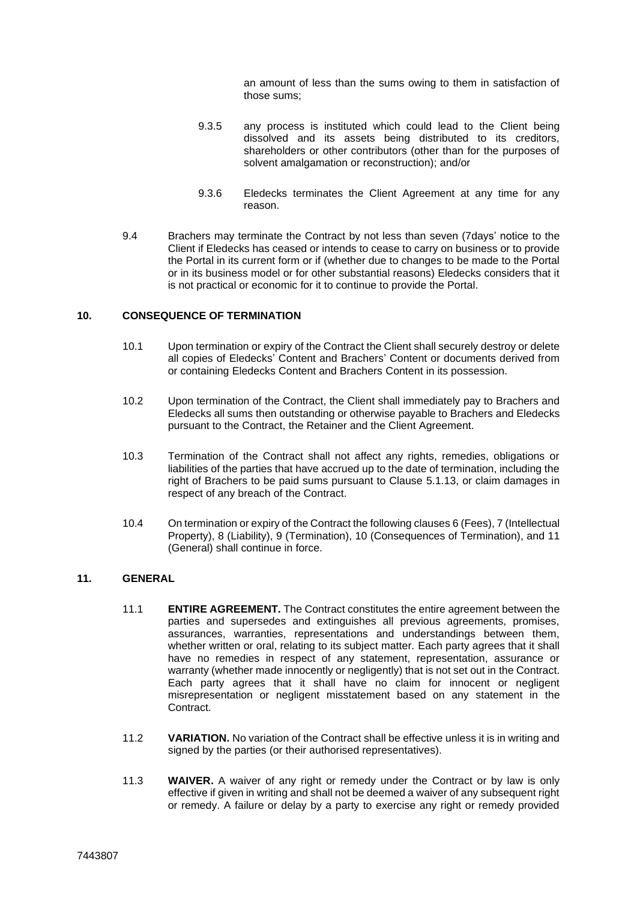an amount of less than the sums owing to them in satisfaction of those sums;

9.3.5 any process is instituted which could lead to the Client being dissolved and its assets being distributed to its creditors, shareholders or other contributors (other than for the purposes of solvent amalgamation or reconstruction); and/or

9.3.6 Eledecks terminates the Client Agreement at any time for any reason.

9.4 Brachers may terminate the Contract by not less than seven (7days' notice to the Client if Eledecks has ceased or intends to cease to carry on business or to provide the Portal in its current form or if (whether due to changes to be made to the Portal or in its business model or for other substantial reasons) Eledecks considers that it is not practical or economic for it to continue to provide the Portal.

## 10. CONSEQUENCE OF TERMINATION

10.1 Upon termination or expiry of the Contract the Client shall securely destroy or delete all copies of Eledecks' Content and Brachers' Content or documents derived from or containing Eledecks Content and Brachers Content in its possession.

10.2 Upon termination of the Contract, the Client shall immediately pay to Brachers and Eledecks all sums then outstanding or otherwise payable to Brachers and Eledecks pursuant to the Contract, the Retainer and the Client Agreement.

10.3 Termination of the Contract shall not affect any rights, remedies, obligations or liabilities of the parties that have accrued up to the date of termination, including the right of Brachers to be paid sums pursuant to Clause 5.1.13, or claim damages in respect of any breach of the Contract.

10.4 On termination or expiry of the Contract the following clauses 6 (Fees), 7 (Intellectual Property), 8 (Liability), 9 (Termination), 10 (Consequences of Termination), and 11 (General) shall continue in force.

## 11. GENERAL

11.1 **ENTIRE AGREEMENT.** The Contract constitutes the entire agreement between the parties and supersedes and extinguishes all previous agreements, promises, assurances, warranties, representations and understandings between them, whether written or oral, relating to its subject matter. Each party agrees that it shall have no remedies in respect of any statement, representation, assurance or warranty (whether made innocently or negligently) that is not set out in the Contract. Each party agrees that it shall have no claim for innocent or negligent misrepresentation or negligent misstatement based on any statement in the Contract.

11.2 **VARIATION.** No variation of the Contract shall be effective unless it is in writing and signed by the parties (or their authorised representatives).

11.3 **WAIVER.** A waiver of any right or remedy under the Contract or by law is only effective if given in writing and shall not be deemed a waiver of any subsequent right or remedy. A failure or delay by a party to exercise any right or remedy provided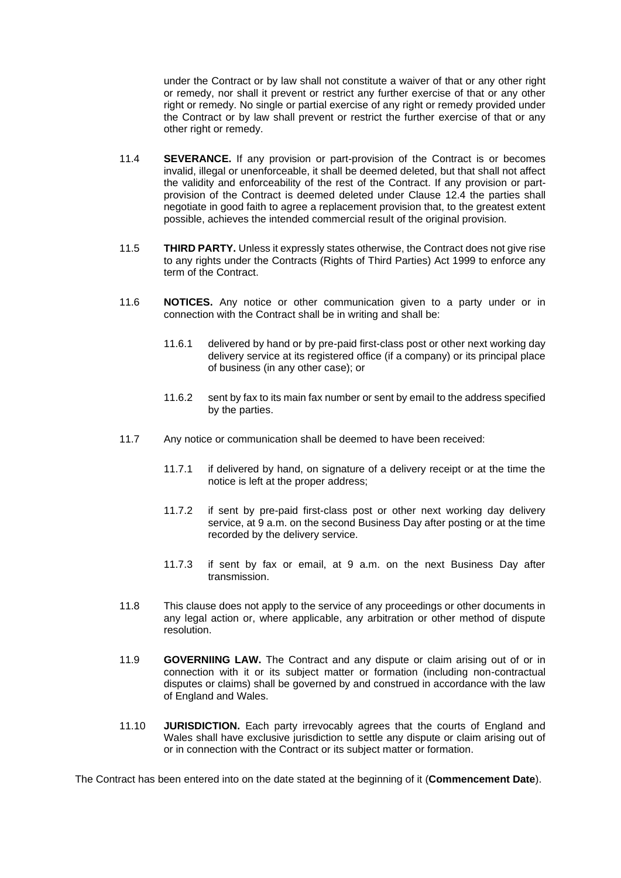under the Contract or by law shall not constitute a waiver of that or any other right or remedy, nor shall it prevent or restrict any further exercise of that or any other right or remedy. No single or partial exercise of any right or remedy provided under the Contract or by law shall prevent or restrict the further exercise of that or any other right or remedy.

11.4 **SEVERANCE.** If any provision or part-provision of the Contract is or becomes invalid, illegal or unenforceable, it shall be deemed deleted, but that shall not affect the validity and enforceability of the rest of the Contract. If any provision or part-provision of the Contract is deemed deleted under Clause 12.4 the parties shall negotiate in good faith to agree a replacement provision that, to the greatest extent possible, achieves the intended commercial result of the original provision.

11.5 **THIRD PARTY.** Unless it expressly states otherwise, the Contract does not give rise to any rights under the Contracts (Rights of Third Parties) Act 1999 to enforce any term of the Contract.

11.6 **NOTICES.** Any notice or other communication given to a party under or in connection with the Contract shall be in writing and shall be:

11.6.1 delivered by hand or by pre-paid first-class post or other next working day delivery service at its registered office (if a company) or its principal place of business (in any other case); or

11.6.2 sent by fax to its main fax number or sent by email to the address specified by the parties.

11.7 Any notice or communication shall be deemed to have been received:

11.7.1 if delivered by hand, on signature of a delivery receipt or at the time the notice is left at the proper address;

11.7.2 if sent by pre-paid first-class post or other next working day delivery service, at 9 a.m. on the second Business Day after posting or at the time recorded by the delivery service.

11.7.3 if sent by fax or email, at 9 a.m. on the next Business Day after transmission.

11.8 This clause does not apply to the service of any proceedings or other documents in any legal action or, where applicable, any arbitration or other method of dispute resolution.

11.9 **GOVERNIING LAW.** The Contract and any dispute or claim arising out of or in connection with it or its subject matter or formation (including non-contractual disputes or claims) shall be governed by and construed in accordance with the law of England and Wales.

11.10 **JURISDICTION.** Each party irrevocably agrees that the courts of England and Wales shall have exclusive jurisdiction to settle any dispute or claim arising out of or in connection with the Contract or its subject matter or formation.

The Contract has been entered into on the date stated at the beginning of it (**Commencement Date**).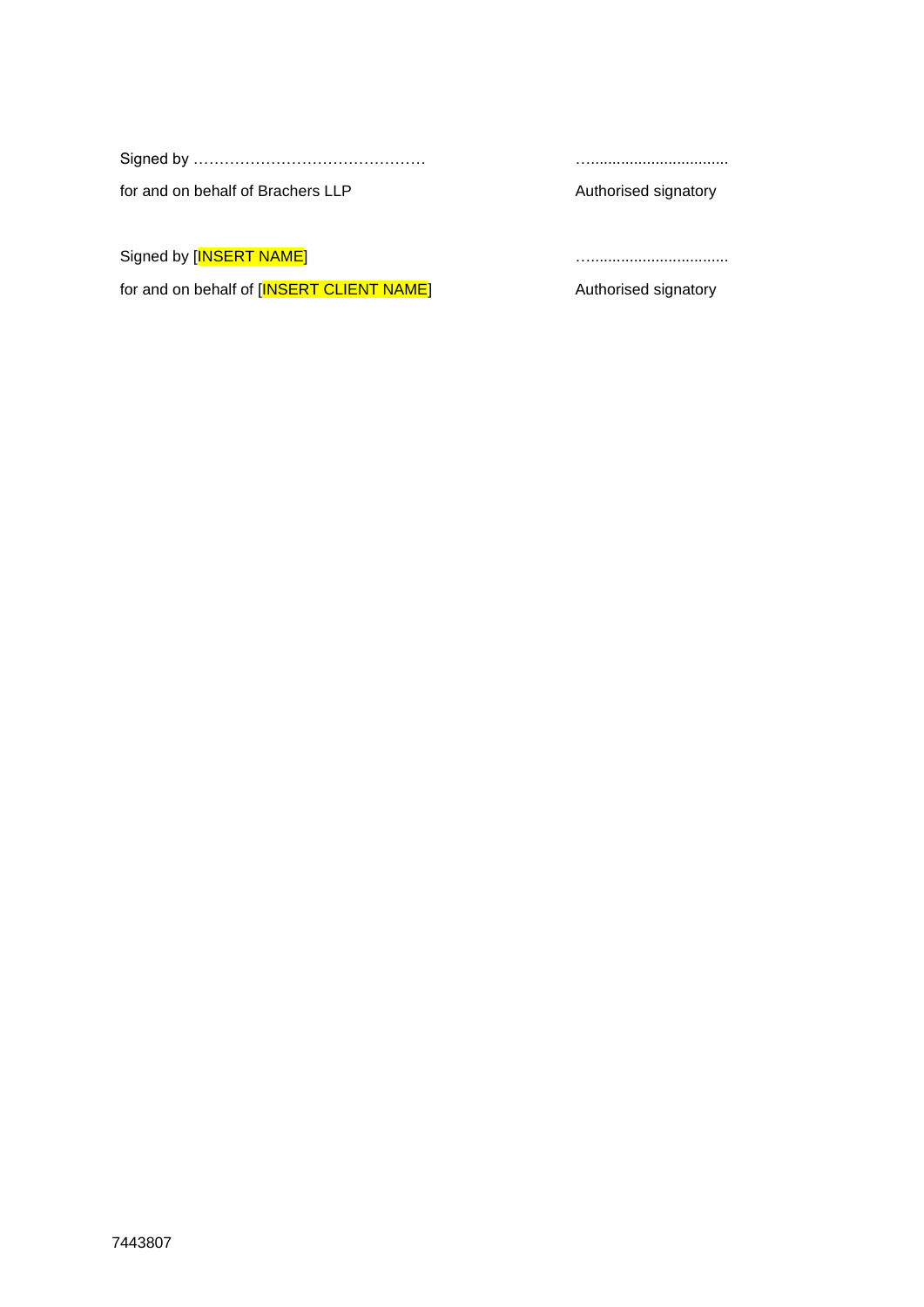| | |
|---|---|
| Signed by ……………………………………… | ….............................. |
| for and on behalf of Brachers LLP | Authorised signatory |
| Signed by [INSERT NAME] | ….............................. |
| for and on behalf of [INSERT CLIENT NAME] | Authorised signatory |

7443807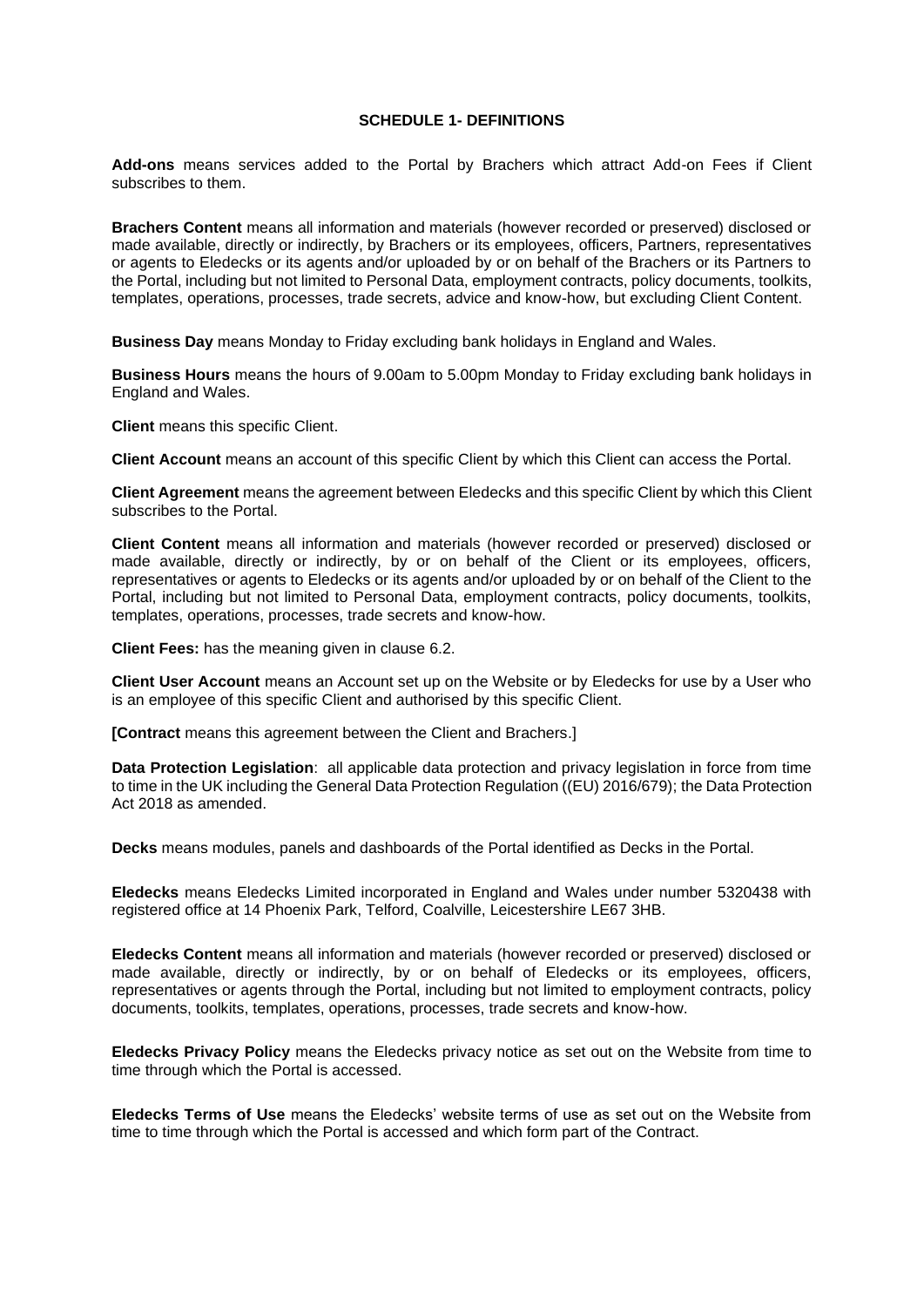## SCHEDULE 1- DEFINITIONS

**Add-ons** means services added to the Portal by Brachers which attract Add-on Fees if Client subscribes to them.

**Brachers Content** means all information and materials (however recorded or preserved) disclosed or made available, directly or indirectly, by Brachers or its employees, officers, Partners, representatives or agents to Eledecks or its agents and/or uploaded by or on behalf of the Brachers or its Partners to the Portal, including but not limited to Personal Data, employment contracts, policy documents, toolkits, templates, operations, processes, trade secrets, advice and know-how, but excluding Client Content.

**Business Day** means Monday to Friday excluding bank holidays in England and Wales.

**Business Hours** means the hours of 9.00am to 5.00pm Monday to Friday excluding bank holidays in England and Wales.

**Client** means this specific Client.

**Client Account** means an account of this specific Client by which this Client can access the Portal.

**Client Agreement** means the agreement between Eledecks and this specific Client by which this Client subscribes to the Portal.

**Client Content** means all information and materials (however recorded or preserved) disclosed or made available, directly or indirectly, by or on behalf of the Client or its employees, officers, representatives or agents to Eledecks or its agents and/or uploaded by or on behalf of the Client to the Portal, including but not limited to Personal Data, employment contracts, policy documents, toolkits, templates, operations, processes, trade secrets and know-how.

**Client Fees:** has the meaning given in clause 6.2.

**Client User Account** means an Account set up on the Website or by Eledecks for use by a User who is an employee of this specific Client and authorised by this specific Client.

**[Contract** means this agreement between the Client and Brachers.]

**Data Protection Legislation**: all applicable data protection and privacy legislation in force from time to time in the UK including the General Data Protection Regulation ((EU) 2016/679); the Data Protection Act 2018 as amended.

**Decks** means modules, panels and dashboards of the Portal identified as Decks in the Portal.

**Eledecks** means Eledecks Limited incorporated in England and Wales under number 5320438 with registered office at 14 Phoenix Park, Telford, Coalville, Leicestershire LE67 3HB.

**Eledecks Content** means all information and materials (however recorded or preserved) disclosed or made available, directly or indirectly, by or on behalf of Eledecks or its employees, officers, representatives or agents through the Portal, including but not limited to employment contracts, policy documents, toolkits, templates, operations, processes, trade secrets and know-how.

**Eledecks Privacy Policy** means the Eledecks privacy notice as set out on the Website from time to time through which the Portal is accessed.

**Eledecks Terms of Use** means the Eledecks' website terms of use as set out on the Website from time to time through which the Portal is accessed and which form part of the Contract.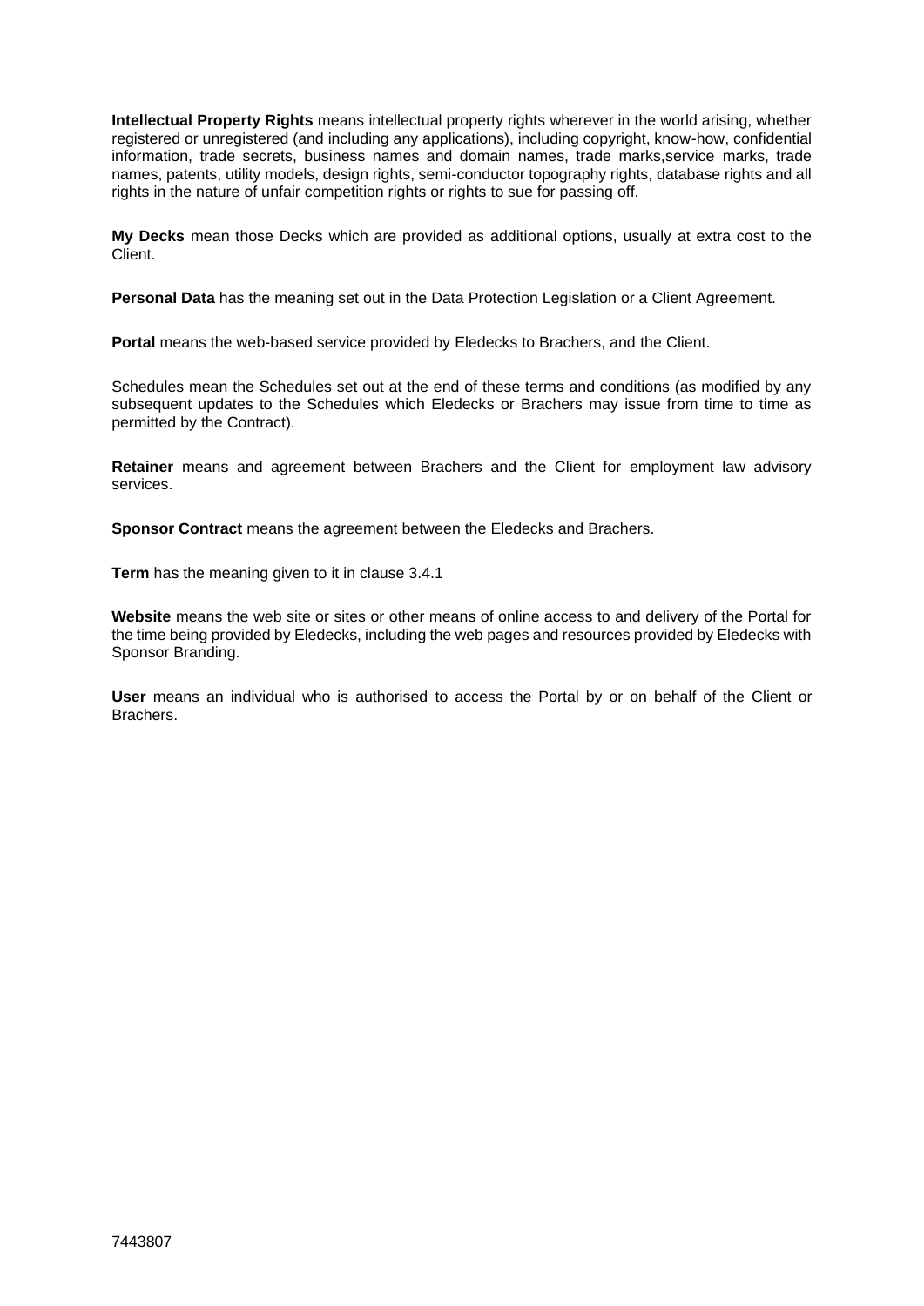**Intellectual Property Rights** means intellectual property rights wherever in the world arising, whether registered or unregistered (and including any applications), including copyright, know-how, confidential information, trade secrets, business names and domain names, trade marks,service marks, trade names, patents, utility models, design rights, semi-conductor topography rights, database rights and all rights in the nature of unfair competition rights or rights to sue for passing off.

**My Decks** mean those Decks which are provided as additional options, usually at extra cost to the Client.

**Personal Data** has the meaning set out in the Data Protection Legislation or a Client Agreement.

**Portal** means the web-based service provided by Eledecks to Brachers, and the Client.

Schedules mean the Schedules set out at the end of these terms and conditions (as modified by any subsequent updates to the Schedules which Eledecks or Brachers may issue from time to time as permitted by the Contract).

**Retainer** means and agreement between Brachers and the Client for employment law advisory services.

**Sponsor Contract** means the agreement between the Eledecks and Brachers.

**Term** has the meaning given to it in clause 3.4.1

**Website** means the web site or sites or other means of online access to and delivery of the Portal for the time being provided by Eledecks, including the web pages and resources provided by Eledecks with Sponsor Branding.

**User** means an individual who is authorised to access the Portal by or on behalf of the Client or Brachers.

7443807